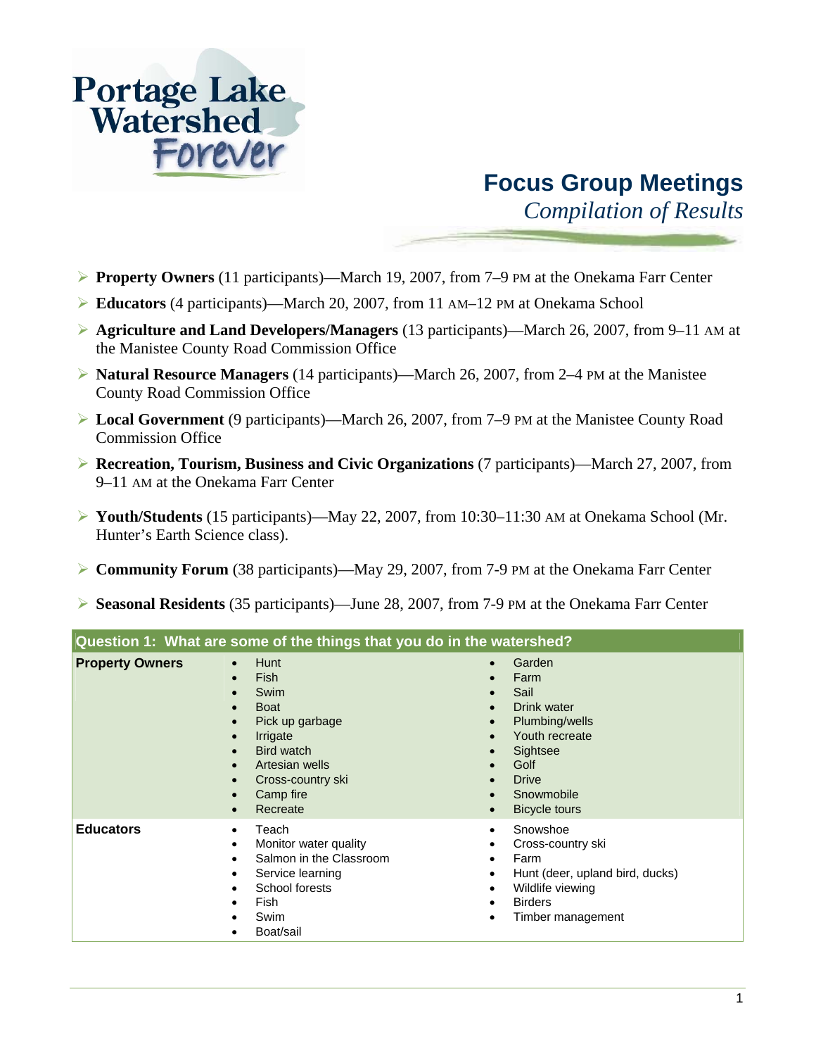Portage Lake Watershed Forever

# Focus Group Meetings

*Compilation of Results*

- **Property Owners** (11 participants)—March 19, 2007, from 7–9 PM at the Onekama Farr Center
- **Educators** (4 participants)—March 20, 2007, from 11 AM–12 PM at Onekama School
- **Agriculture and Land Developers/Managers** (13 participants)—March 26, 2007, from 9–11 AM at the Manistee County Road Commission Office
- **Natural Resource Managers** (14 participants)—March 26, 2007, from 2–4 PM at the Manistee County Road Commission Office
- **Local Government** (9 participants)—March 26, 2007, from 7–9 PM at the Manistee County Road Commission Office
- **Recreation, Tourism, Business and Civic Organizations** (7 participants)—March 27, 2007, from 9–11 AM at the Onekama Farr Center
- **Youth/Students** (15 participants)—May 22, 2007, from 10:30–11:30 AM at Onekama School (Mr. Hunter's Earth Science class).
- **Community Forum** (38 participants)—May 29, 2007, from 7-9 PM at the Onekama Farr Center
- **Seasonal Residents** (35 participants)—June 28, 2007, from 7-9 PM at the Onekama Farr Center

| Question 1: What are some of the things that you do in the watershed? | | |
|---|---|---|
| **Property Owners** | • Hunt<br>• Fish<br>• Swim<br>• Boat<br>• Pick up garbage<br>• Irrigate<br>• Bird watch<br>• Artesian wells<br>• Cross-country ski<br>• Camp fire<br>• Recreate | • Garden<br>• Farm<br>• Sail<br>• Drink water<br>• Plumbing/wells<br>• Youth recreate<br>• Sightsee<br>• Golf<br>• Drive<br>• Snowmobile<br>• Bicycle tours |
| **Educators** | • Teach<br>• Monitor water quality<br>• Salmon in the Classroom<br>• Service learning<br>• School forests<br>• Fish<br>• Swim<br>• Boat/sail | • Snowshoe<br>• Cross-country ski<br>• Farm<br>• Hunt (deer, upland bird, ducks)<br>• Wildlife viewing<br>• Birders<br>• Timber management |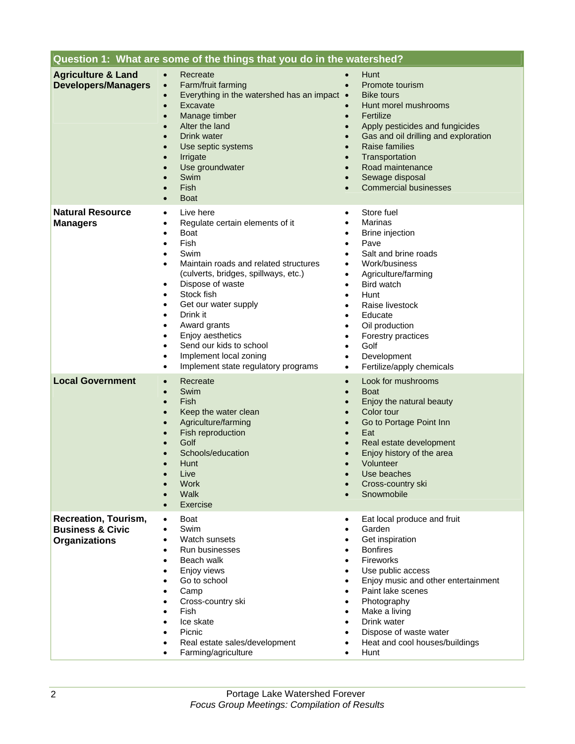| Question 1: What are some of the things that you do in the watershed? | | |
|---|---|---|
| **Agriculture & Land Developers/Managers** | • Recreate<br>• Farm/fruit farming<br>• Everything in the watershed has an impact<br>• Excavate<br>• Manage timber<br>• Alter the land<br>• Drink water<br>• Use septic systems<br>• Irrigate<br>• Use groundwater<br>• Swim<br>• Fish<br>• Boat | • Hunt<br>• Promote tourism<br>• Bike tours<br>• Hunt morel mushrooms<br>• Fertilize<br>• Apply pesticides and fungicides<br>• Gas and oil drilling and exploration<br>• Raise families<br>• Transportation<br>• Road maintenance<br>• Sewage disposal<br>• Commercial businesses |
| **Natural Resource Managers** | • Live here<br>• Regulate certain elements of it<br>• Boat<br>• Fish<br>• Swim<br>• Maintain roads and related structures (culverts, bridges, spillways, etc.)<br>• Dispose of waste<br>• Stock fish<br>• Get our water supply<br>• Drink it<br>• Award grants<br>• Enjoy aesthetics<br>• Send our kids to school<br>• Implement local zoning<br>• Implement state regulatory programs | • Store fuel<br>• Marinas<br>• Brine injection<br>• Pave<br>• Salt and brine roads<br>• Work/business<br>• Agriculture/farming<br>• Bird watch<br>• Hunt<br>• Raise livestock<br>• Educate<br>• Oil production<br>• Forestry practices<br>• Golf<br>• Development<br>• Fertilize/apply chemicals |
| **Local Government** | • Recreate<br>• Swim<br>• Fish<br>• Keep the water clean<br>• Agriculture/farming<br>• Fish reproduction<br>• Golf<br>• Schools/education<br>• Hunt<br>• Live<br>• Work<br>• Walk<br>• Exercise | • Look for mushrooms<br>• Boat<br>• Enjoy the natural beauty<br>• Color tour<br>• Go to Portage Point Inn<br>• Eat<br>• Real estate development<br>• Enjoy history of the area<br>• Volunteer<br>• Use beaches<br>• Cross-country ski<br>• Snowmobile |
| **Recreation, Tourism, Business & Civic Organizations** | • Boat<br>• Swim<br>• Watch sunsets<br>• Run businesses<br>• Beach walk<br>• Enjoy views<br>• Go to school<br>• Camp<br>• Cross-country ski<br>• Fish<br>• Ice skate<br>• Picnic<br>• Real estate sales/development<br>• Farming/agriculture | • Eat local produce and fruit<br>• Garden<br>• Get inspiration<br>• Bonfires<br>• Fireworks<br>• Use public access<br>• Enjoy music and other entertainment<br>• Paint lake scenes<br>• Photography<br>• Make a living<br>• Drink water<br>• Dispose of waste water<br>• Heat and cool houses/buildings<br>• Hunt |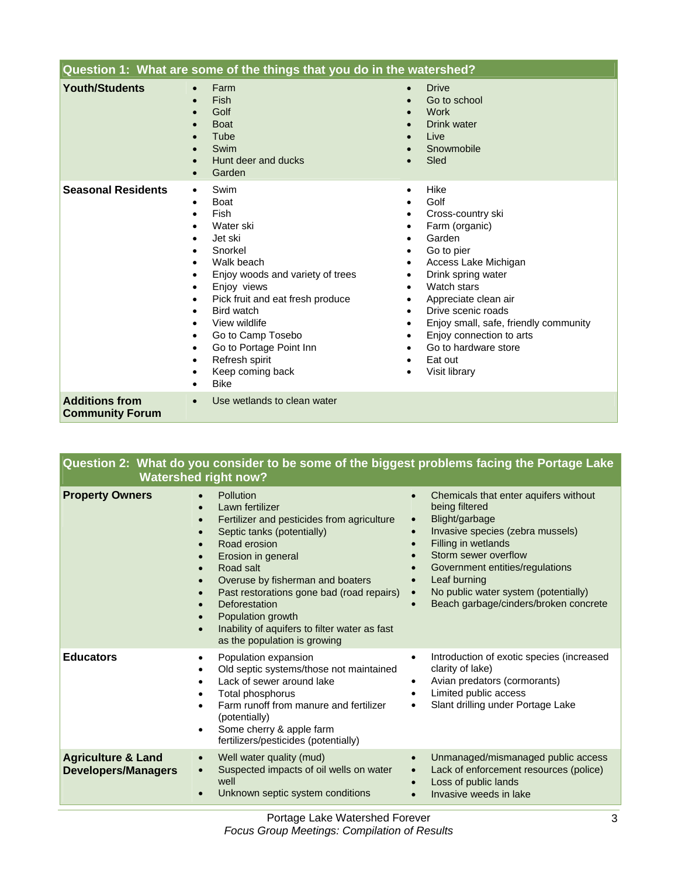| Question 1: What are some of the things that you do in the watershed? | | |
|---|---|---|
| **Youth/Students** | • Farm<br>• Fish<br>• Golf<br>• Boat<br>• Tube<br>• Swim<br>• Hunt deer and ducks<br>• Garden | • Drive<br>• Go to school<br>• Work<br>• Drink water<br>• Live<br>• Snowmobile<br>• Sled |
| **Seasonal Residents** | • Swim<br>• Boat<br>• Fish<br>• Water ski<br>• Jet ski<br>• Snorkel<br>• Walk beach<br>• Enjoy woods and variety of trees<br>• Enjoy views<br>• Pick fruit and eat fresh produce<br>• Bird watch<br>• View wildlife<br>• Go to Camp Tosebo<br>• Go to Portage Point Inn<br>• Refresh spirit<br>• Keep coming back<br>• Bike | • Hike<br>• Golf<br>• Cross-country ski<br>• Farm (organic)<br>• Garden<br>• Go to pier<br>• Access Lake Michigan<br>• Drink spring water<br>• Watch stars<br>• Appreciate clean air<br>• Drive scenic roads<br>• Enjoy small, safe, friendly community<br>• Enjoy connection to arts<br>• Go to hardware store<br>• Eat out<br>• Visit library |
| **Additions from Community Forum** | • Use wetlands to clean water | |

| Question 2: What do you consider to be some of the biggest problems facing the Portage Lake Watershed right now? | | |
|---|---|---|
| **Property Owners** | • Pollution<br>• Lawn fertilizer<br>• Fertilizer and pesticides from agriculture<br>• Septic tanks (potentially)<br>• Road erosion<br>• Erosion in general<br>• Road salt<br>• Overuse by fisherman and boaters<br>• Past restorations gone bad (road repairs)<br>• Deforestation<br>• Population growth<br>• Inability of aquifers to filter water as fast as the population is growing | • Chemicals that enter aquifers without being filtered<br>• Blight/garbage<br>• Invasive species (zebra mussels)<br>• Filling in wetlands<br>• Storm sewer overflow<br>• Government entities/regulations<br>• Leaf burning<br>• No public water system (potentially)<br>• Beach garbage/cinders/broken concrete |
| **Educators** | • Population expansion<br>• Old septic systems/those not maintained<br>• Lack of sewer around lake<br>• Total phosphorus<br>• Farm runoff from manure and fertilizer (potentially)<br>• Some cherry & apple farm fertilizers/pesticides (potentially) | • Introduction of exotic species (increased clarity of lake)<br>• Avian predators (cormorants)<br>• Limited public access<br>• Slant drilling under Portage Lake |
| **Agriculture & Land Developers/Managers** | • Well water quality (mud)<br>• Suspected impacts of oil wells on water well<br>• Unknown septic system conditions | • Unmanaged/mismanaged public access<br>• Lack of enforcement resources (police)<br>• Loss of public lands<br>• Invasive weeds in lake |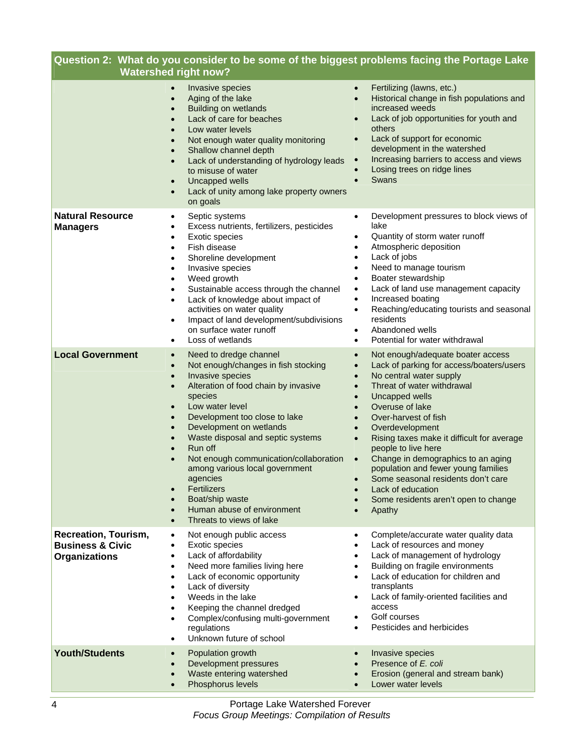## Question 2: What do you consider to be some of the biggest problems facing the Portage Lake Watershed right now?

| Group | | |
|---|---|---|
| | • Invasive species<br>• Aging of the lake<br>• Building on wetlands<br>• Lack of care for beaches<br>• Low water levels<br>• Not enough water quality monitoring<br>• Shallow channel depth<br>• Lack of understanding of hydrology leads to misuse of water<br>• Uncapped wells<br>• Lack of unity among lake property owners on goals | • Fertilizing (lawns, etc.)<br>• Historical change in fish populations and increased weeds<br>• Lack of job opportunities for youth and others<br>• Lack of support for economic development in the watershed<br>• Increasing barriers to access and views<br>• Losing trees on ridge lines<br>• Swans |
| **Natural Resource Managers** | • Septic systems<br>• Excess nutrients, fertilizers, pesticides<br>• Exotic species<br>• Fish disease<br>• Shoreline development<br>• Invasive species<br>• Weed growth<br>• Sustainable access through the channel<br>• Lack of knowledge about impact of activities on water quality<br>• Impact of land development/subdivisions on surface water runoff<br>• Loss of wetlands | • Development pressures to block views of lake<br>• Quantity of storm water runoff<br>• Atmospheric deposition<br>• Lack of jobs<br>• Need to manage tourism<br>• Boater stewardship<br>• Lack of land use management capacity<br>• Increased boating<br>• Reaching/educating tourists and seasonal residents<br>• Abandoned wells<br>• Potential for water withdrawal |
| **Local Government** | • Need to dredge channel<br>• Not enough/changes in fish stocking<br>• Invasive species<br>• Alteration of food chain by invasive species<br>• Low water level<br>• Development too close to lake<br>• Development on wetlands<br>• Waste disposal and septic systems<br>• Run off<br>• Not enough communication/collaboration among various local government agencies<br>• Fertilizers<br>• Boat/ship waste<br>• Human abuse of environment<br>• Threats to views of lake | • Not enough/adequate boater access<br>• Lack of parking for access/boaters/users<br>• No central water supply<br>• Threat of water withdrawal<br>• Uncapped wells<br>• Overuse of lake<br>• Over-harvest of fish<br>• Overdevelopment<br>• Rising taxes make it difficult for average people to live here<br>• Change in demographics to an aging population and fewer young families<br>• Some seasonal residents don't care<br>• Lack of education<br>• Some residents aren't open to change<br>• Apathy |
| **Recreation, Tourism, Business & Civic Organizations** | • Not enough public access<br>• Exotic species<br>• Lack of affordability<br>• Need more families living here<br>• Lack of economic opportunity<br>• Lack of diversity<br>• Weeds in the lake<br>• Keeping the channel dredged<br>• Complex/confusing multi-government regulations<br>• Unknown future of school | • Complete/accurate water quality data<br>• Lack of resources and money<br>• Lack of management of hydrology<br>• Building on fragile environments<br>• Lack of education for children and transplants<br>• Lack of family-oriented facilities and access<br>• Golf courses<br>• Pesticides and herbicides |
| **Youth/Students** | • Population growth<br>• Development pressures<br>• Waste entering watershed<br>• Phosphorus levels | • Invasive species<br>• Presence of *E. coli*<br>• Erosion (general and stream bank)<br>• Lower water levels |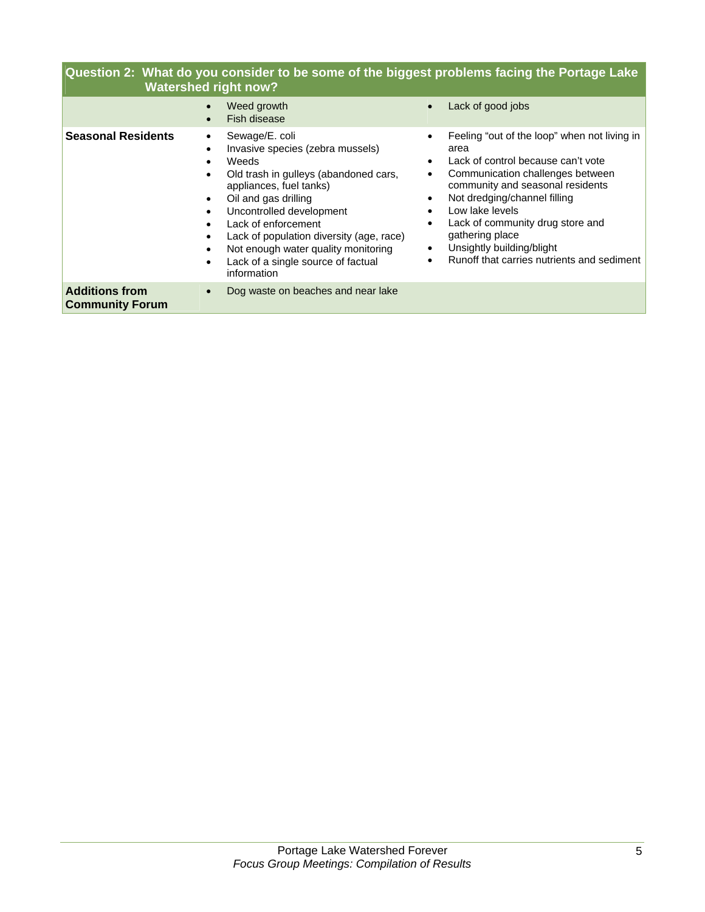| Question 2: What do you consider to be some of the biggest problems facing the Portage Lake Watershed right now? | | |
|---|---|---|
| | • Weed growth<br>• Fish disease | • Lack of good jobs |
| **Seasonal Residents** | • Sewage/E. coli<br>• Invasive species (zebra mussels)<br>• Weeds<br>• Old trash in gulleys (abandoned cars, appliances, fuel tanks)<br>• Oil and gas drilling<br>• Uncontrolled development<br>• Lack of enforcement<br>• Lack of population diversity (age, race)<br>• Not enough water quality monitoring<br>• Lack of a single source of factual information | • Feeling "out of the loop" when not living in area<br>• Lack of control because can't vote<br>• Communication challenges between community and seasonal residents<br>• Not dredging/channel filling<br>• Low lake levels<br>• Lack of community drug store and gathering place<br>• Unsightly building/blight<br>• Runoff that carries nutrients and sediment |
| **Additions from Community Forum** | • Dog waste on beaches and near lake | |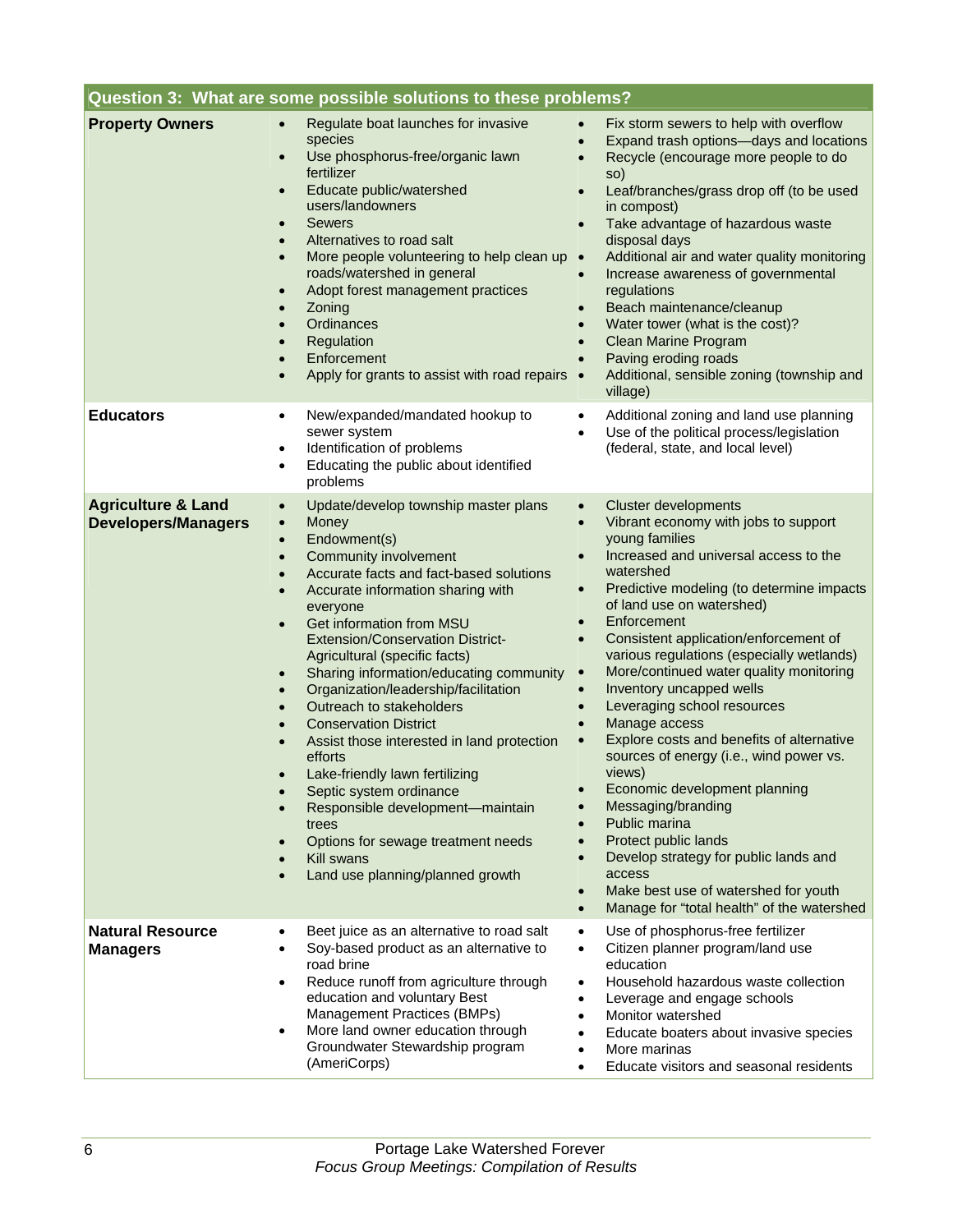| Question 3: What are some possible solutions to these problems? | | |
| --- | --- | --- |
| **Property Owners** | • Regulate boat launches for invasive species<br>• Use phosphorus-free/organic lawn fertilizer<br>• Educate public/watershed users/landowners<br>• Sewers<br>• Alternatives to road salt<br>• More people volunteering to help clean up roads/watershed in general<br>• Adopt forest management practices<br>• Zoning<br>• Ordinances<br>• Regulation<br>• Enforcement<br>• Apply for grants to assist with road repairs | • Fix storm sewers to help with overflow<br>• Expand trash options—days and locations<br>• Recycle (encourage more people to do so)<br>• Leaf/branches/grass drop off (to be used in compost)<br>• Take advantage of hazardous waste disposal days<br>• Additional air and water quality monitoring<br>• Increase awareness of governmental regulations<br>• Beach maintenance/cleanup<br>• Water tower (what is the cost)?<br>• Clean Marine Program<br>• Paving eroding roads<br>• Additional, sensible zoning (township and village) |
| **Educators** | • New/expanded/mandated hookup to sewer system<br>• Identification of problems<br>• Educating the public about identified problems | • Additional zoning and land use planning<br>• Use of the political process/legislation (federal, state, and local level) |
| **Agriculture & Land Developers/Managers** | • Update/develop township master plans<br>• Money<br>• Endowment(s)<br>• Community involvement<br>• Accurate facts and fact-based solutions<br>• Accurate information sharing with everyone<br>• Get information from MSU Extension/Conservation District-Agricultural (specific facts)<br>• Sharing information/educating community<br>• Organization/leadership/facilitation<br>• Outreach to stakeholders<br>• Conservation District<br>• Assist those interested in land protection efforts<br>• Lake-friendly lawn fertilizing<br>• Septic system ordinance<br>• Responsible development—maintain trees<br>• Options for sewage treatment needs<br>• Kill swans<br>• Land use planning/planned growth | • Cluster developments<br>• Vibrant economy with jobs to support young families<br>• Increased and universal access to the watershed<br>• Predictive modeling (to determine impacts of land use on watershed)<br>• Enforcement<br>• Consistent application/enforcement of various regulations (especially wetlands)<br>• More/continued water quality monitoring<br>• Inventory uncapped wells<br>• Leveraging school resources<br>• Manage access<br>• Explore costs and benefits of alternative sources of energy (i.e., wind power vs. views)<br>• Economic development planning<br>• Messaging/branding<br>• Public marina<br>• Protect public lands<br>• Develop strategy for public lands and access<br>• Make best use of watershed for youth<br>• Manage for "total health" of the watershed |
| **Natural Resource Managers** | • Beet juice as an alternative to road salt<br>• Soy-based product as an alternative to road brine<br>• Reduce runoff from agriculture through education and voluntary Best Management Practices (BMPs)<br>• More land owner education through Groundwater Stewardship program (AmeriCorps) | • Use of phosphorus-free fertilizer<br>• Citizen planner program/land use education<br>• Household hazardous waste collection<br>• Leverage and engage schools<br>• Monitor watershed<br>• Educate boaters about invasive species<br>• More marinas<br>• Educate visitors and seasonal residents |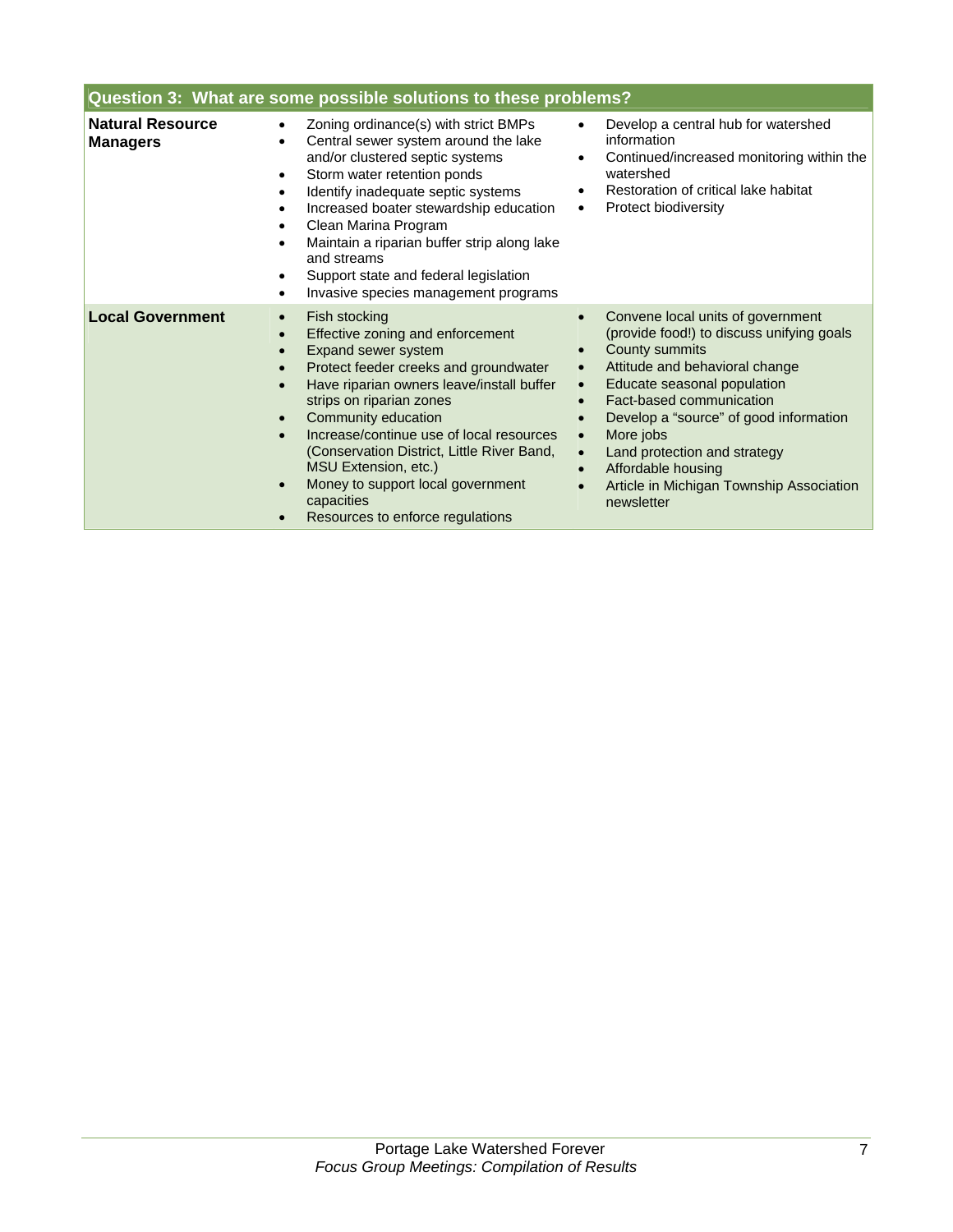| Question 3: What are some possible solutions to these problems? | | |
|---|---|---|
| **Natural Resource Managers** | • Zoning ordinance(s) with strict BMPs<br>• Central sewer system around the lake and/or clustered septic systems<br>• Storm water retention ponds<br>• Identify inadequate septic systems<br>• Increased boater stewardship education<br>• Clean Marina Program<br>• Maintain a riparian buffer strip along lake and streams<br>• Support state and federal legislation<br>• Invasive species management programs | • Develop a central hub for watershed information<br>• Continued/increased monitoring within the watershed<br>• Restoration of critical lake habitat<br>• Protect biodiversity |
| **Local Government** | • Fish stocking<br>• Effective zoning and enforcement<br>• Expand sewer system<br>• Protect feeder creeks and groundwater<br>• Have riparian owners leave/install buffer strips on riparian zones<br>• Community education<br>• Increase/continue use of local resources (Conservation District, Little River Band, MSU Extension, etc.)<br>• Money to support local government capacities<br>• Resources to enforce regulations | • Convene local units of government (provide food!) to discuss unifying goals<br>• County summits<br>• Attitude and behavioral change<br>• Educate seasonal population<br>• Fact-based communication<br>• Develop a "source" of good information<br>• More jobs<br>• Land protection and strategy<br>• Affordable housing<br>• Article in Michigan Township Association newsletter |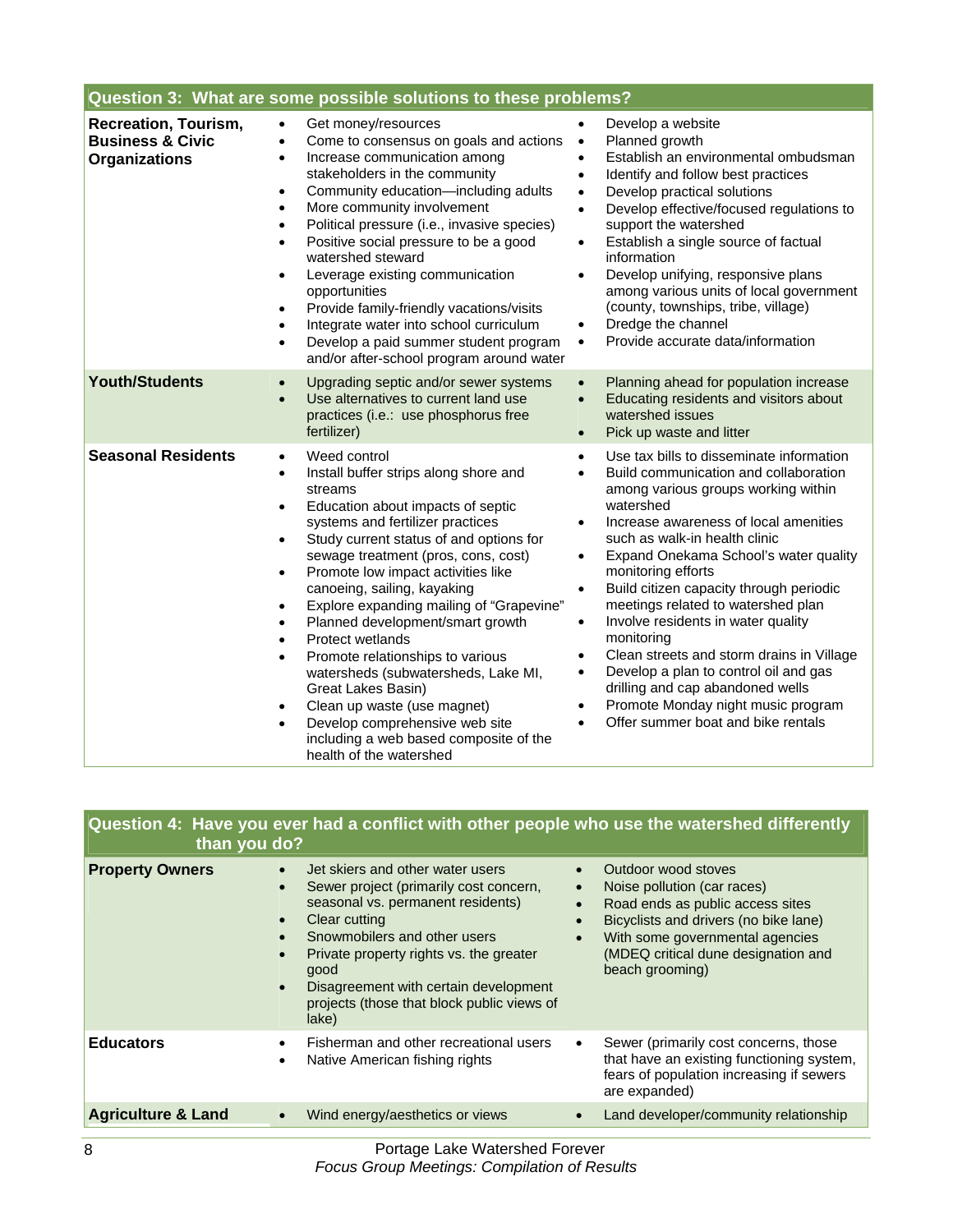## Question 3: What are some possible solutions to these problems?

| Group | Solutions | |
|---|---|---|
| **Recreation, Tourism, Business & Civic Organizations** | • Get money/resources<br>• Come to consensus on goals and actions<br>• Increase communication among stakeholders in the community<br>• Community education—including adults<br>• More community involvement<br>• Political pressure (i.e., invasive species)<br>• Positive social pressure to be a good watershed steward<br>• Leverage existing communication opportunities<br>• Provide family-friendly vacations/visits<br>• Integrate water into school curriculum<br>• Develop a paid summer student program and/or after-school program around water | • Develop a website<br>• Planned growth<br>• Establish an environmental ombudsman<br>• Identify and follow best practices<br>• Develop practical solutions<br>• Develop effective/focused regulations to support the watershed<br>• Establish a single source of factual information<br>• Develop unifying, responsive plans among various units of local government (county, townships, tribe, village)<br>• Dredge the channel<br>• Provide accurate data/information |
| **Youth/Students** | • Upgrading septic and/or sewer systems<br>• Use alternatives to current land use practices (i.e.: use phosphorus free fertilizer) | • Planning ahead for population increase<br>• Educating residents and visitors about watershed issues<br>• Pick up waste and litter |
| **Seasonal Residents** | • Weed control<br>• Install buffer strips along shore and streams<br>• Education about impacts of septic systems and fertilizer practices<br>• Study current status of and options for sewage treatment (pros, cons, cost)<br>• Promote low impact activities like canoeing, sailing, kayaking<br>• Explore expanding mailing of "Grapevine"<br>• Planned development/smart growth<br>• Protect wetlands<br>• Promote relationships to various watersheds (subwatersheds, Lake MI, Great Lakes Basin)<br>• Clean up waste (use magnet)<br>• Develop comprehensive web site including a web based composite of the health of the watershed | • Use tax bills to disseminate information<br>• Build communication and collaboration among various groups working within watershed<br>• Increase awareness of local amenities such as walk-in health clinic<br>• Expand Onekama School's water quality monitoring efforts<br>• Build citizen capacity through periodic meetings related to watershed plan<br>• Involve residents in water quality monitoring<br>• Clean streets and storm drains in Village<br>• Develop a plan to control oil and gas drilling and cap abandoned wells<br>• Promote Monday night music program<br>• Offer summer boat and bike rentals |

## Question 4: Have you ever had a conflict with other people who use the watershed differently than you do?

| Group | Conflicts | |
|---|---|---|
| **Property Owners** | • Jet skiers and other water users<br>• Sewer project (primarily cost concern, seasonal vs. permanent residents)<br>• Clear cutting<br>• Snowmobilers and other users<br>• Private property rights vs. the greater good<br>• Disagreement with certain development projects (those that block public views of lake) | • Outdoor wood stoves<br>• Noise pollution (car races)<br>• Road ends as public access sites<br>• Bicyclists and drivers (no bike lane)<br>• With some governmental agencies (MDEQ critical dune designation and beach grooming) |
| **Educators** | • Fisherman and other recreational users<br>• Native American fishing rights | • Sewer (primarily cost concerns, those that have an existing functioning system, fears of population increasing if sewers are expanded) |
| **Agriculture & Land** | • Wind energy/aesthetics or views | • Land developer/community relationship |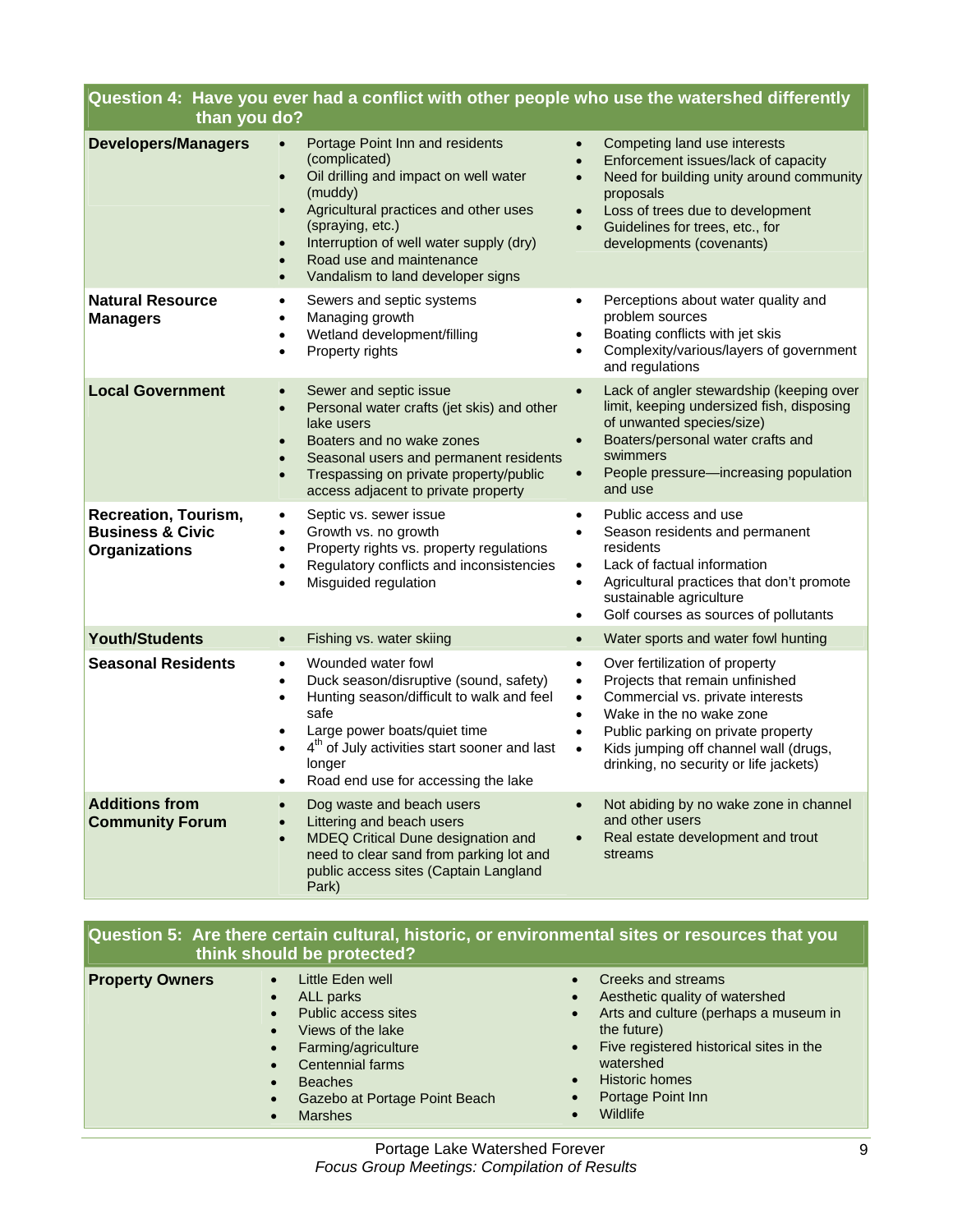## Question 4: Have you ever had a conflict with other people who use the watershed differently than you do?

| Group | Responses | Responses (cont.) |
|---|---|---|
| **Developers/Managers** | • Portage Point Inn and residents (complicated)<br>• Oil drilling and impact on well water (muddy)<br>• Agricultural practices and other uses (spraying, etc.)<br>• Interruption of well water supply (dry)<br>• Road use and maintenance<br>• Vandalism to land developer signs | • Competing land use interests<br>• Enforcement issues/lack of capacity<br>• Need for building unity around community proposals<br>• Loss of trees due to development<br>• Guidelines for trees, etc., for developments (covenants) |
| **Natural Resource Managers** | • Sewers and septic systems<br>• Managing growth<br>• Wetland development/filling<br>• Property rights | • Perceptions about water quality and problem sources<br>• Boating conflicts with jet skis<br>• Complexity/various/layers of government and regulations |
| **Local Government** | • Sewer and septic issue<br>• Personal water crafts (jet skis) and other lake users<br>• Boaters and no wake zones<br>• Seasonal users and permanent residents<br>• Trespassing on private property/public access adjacent to private property | • Lack of angler stewardship (keeping over limit, keeping undersized fish, disposing of unwanted species/size)<br>• Boaters/personal water crafts and swimmers<br>• People pressure—increasing population and use |
| **Recreation, Tourism, Business & Civic Organizations** | • Septic vs. sewer issue<br>• Growth vs. no growth<br>• Property rights vs. property regulations<br>• Regulatory conflicts and inconsistencies<br>• Misguided regulation | • Public access and use<br>• Season residents and permanent residents<br>• Lack of factual information<br>• Agricultural practices that don't promote sustainable agriculture<br>• Golf courses as sources of pollutants |
| **Youth/Students** | • Fishing vs. water skiing | • Water sports and water fowl hunting |
| **Seasonal Residents** | • Wounded water fowl<br>• Duck season/disruptive (sound, safety)<br>• Hunting season/difficult to walk and feel safe<br>• Large power boats/quiet time<br>• 4th of July activities start sooner and last longer<br>• Road end use for accessing the lake | • Over fertilization of property<br>• Projects that remain unfinished<br>• Commercial vs. private interests<br>• Wake in the no wake zone<br>• Public parking on private property<br>• Kids jumping off channel wall (drugs, drinking, no security or life jackets) |
| **Additions from Community Forum** | • Dog waste and beach users<br>• Littering and beach users<br>• MDEQ Critical Dune designation and need to clear sand from parking lot and public access sites (Captain Langland Park) | • Not abiding by no wake zone in channel and other users<br>• Real estate development and trout streams |

## Question 5: Are there certain cultural, historic, or environmental sites or resources that you think should be protected?

| Group | Responses | Responses (cont.) |
|---|---|---|
| **Property Owners** | • Little Eden well<br>• ALL parks<br>• Public access sites<br>• Views of the lake<br>• Farming/agriculture<br>• Centennial farms<br>• Beaches<br>• Gazebo at Portage Point Beach<br>• Marshes | • Creeks and streams<br>• Aesthetic quality of watershed<br>• Arts and culture (perhaps a museum in the future)<br>• Five registered historical sites in the watershed<br>• Historic homes<br>• Portage Point Inn<br>• Wildlife |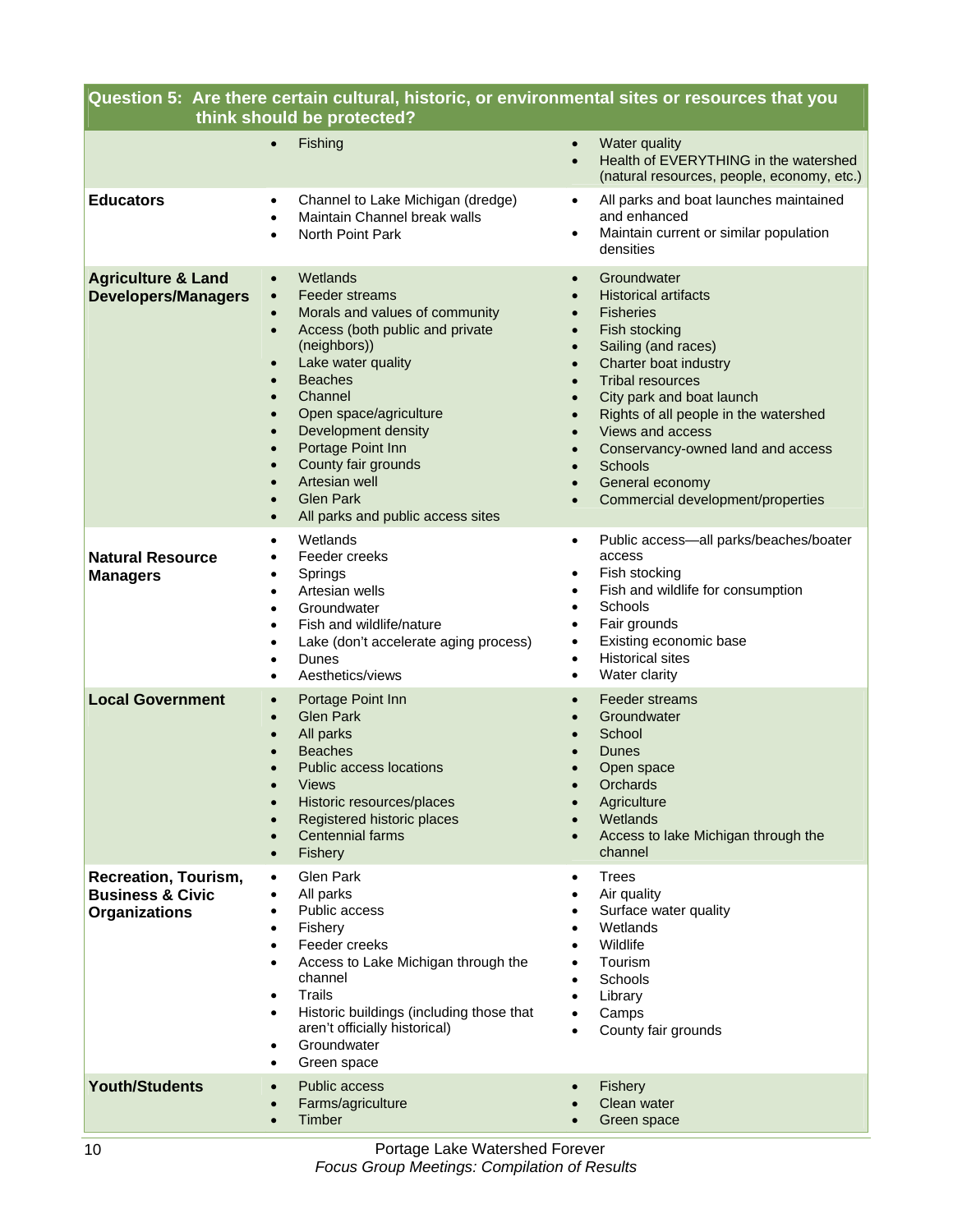| Question 5: Are there certain cultural, historic, or environmental sites or resources that you think should be protected? | | |
|---|---|---|
| | • Fishing | • Water quality<br>• Health of EVERYTHING in the watershed (natural resources, people, economy, etc.) |
| **Educators** | • Channel to Lake Michigan (dredge)<br>• Maintain Channel break walls<br>• North Point Park | • All parks and boat launches maintained and enhanced<br>• Maintain current or similar population densities |
| **Agriculture & Land Developers/Managers** | • Wetlands<br>• Feeder streams<br>• Morals and values of community<br>• Access (both public and private (neighbors))<br>• Lake water quality<br>• Beaches<br>• Channel<br>• Open space/agriculture<br>• Development density<br>• Portage Point Inn<br>• County fair grounds<br>• Artesian well<br>• Glen Park<br>• All parks and public access sites | • Groundwater<br>• Historical artifacts<br>• Fisheries<br>• Fish stocking<br>• Sailing (and races)<br>• Charter boat industry<br>• Tribal resources<br>• City park and boat launch<br>• Rights of all people in the watershed<br>• Views and access<br>• Conservancy-owned land and access<br>• Schools<br>• General economy<br>• Commercial development/properties |
| **Natural Resource Managers** | • Wetlands<br>• Feeder creeks<br>• Springs<br>• Artesian wells<br>• Groundwater<br>• Fish and wildlife/nature<br>• Lake (don't accelerate aging process)<br>• Dunes<br>• Aesthetics/views | • Public access—all parks/beaches/boater access<br>• Fish stocking<br>• Fish and wildlife for consumption<br>• Schools<br>• Fair grounds<br>• Existing economic base<br>• Historical sites<br>• Water clarity |
| **Local Government** | • Portage Point Inn<br>• Glen Park<br>• All parks<br>• Beaches<br>• Public access locations<br>• Views<br>• Historic resources/places<br>• Registered historic places<br>• Centennial farms<br>• Fishery | • Feeder streams<br>• Groundwater<br>• School<br>• Dunes<br>• Open space<br>• Orchards<br>• Agriculture<br>• Wetlands<br>• Access to lake Michigan through the channel |
| **Recreation, Tourism, Business & Civic Organizations** | • Glen Park<br>• All parks<br>• Public access<br>• Fishery<br>• Feeder creeks<br>• Access to Lake Michigan through the channel<br>• Trails<br>• Historic buildings (including those that aren't officially historical)<br>• Groundwater<br>• Green space | • Trees<br>• Air quality<br>• Surface water quality<br>• Wetlands<br>• Wildlife<br>• Tourism<br>• Schools<br>• Library<br>• Camps<br>• County fair grounds |
| **Youth/Students** | • Public access<br>• Farms/agriculture<br>• Timber | • Fishery<br>• Clean water<br>• Green space |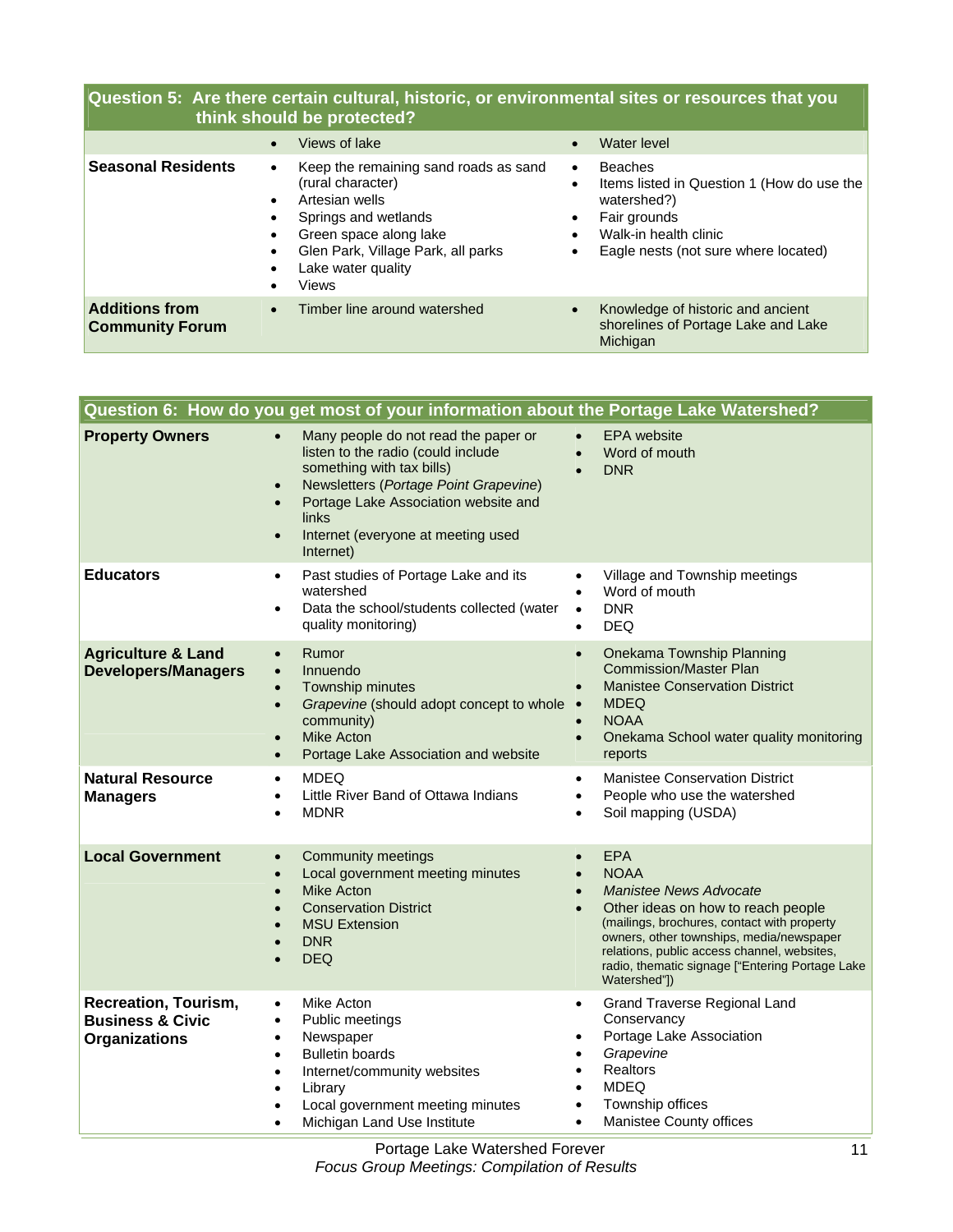| Question 5: Are there certain cultural, historic, or environmental sites or resources that you think should be protected? | | |
|---|---|---|
| | • Views of lake | • Water level |
| **Seasonal Residents** | • Keep the remaining sand roads as sand (rural character)<br>• Artesian wells<br>• Springs and wetlands<br>• Green space along lake<br>• Glen Park, Village Park, all parks<br>• Lake water quality<br>• Views | • Beaches<br>• Items listed in Question 1 (How do use the watershed?)<br>• Fair grounds<br>• Walk-in health clinic<br>• Eagle nests (not sure where located) |
| **Additions from Community Forum** | • Timber line around watershed | • Knowledge of historic and ancient shorelines of Portage Lake and Lake Michigan |

| Question 6: How do you get most of your information about the Portage Lake Watershed? | | |
|---|---|---|
| **Property Owners** | • Many people do not read the paper or listen to the radio (could include something with tax bills)<br>• Newsletters (*Portage Point Grapevine*)<br>• Portage Lake Association website and links<br>• Internet (everyone at meeting used Internet) | • EPA website<br>• Word of mouth<br>• DNR |
| **Educators** | • Past studies of Portage Lake and its watershed<br>• Data the school/students collected (water quality monitoring) | • Village and Township meetings<br>• Word of mouth<br>• DNR<br>• DEQ |
| **Agriculture & Land Developers/Managers** | • Rumor<br>• Innuendo<br>• Township minutes<br>• *Grapevine* (should adopt concept to whole community)<br>• Mike Acton<br>• Portage Lake Association and website | • Onekama Township Planning Commission/Master Plan<br>• Manistee Conservation District<br>• MDEQ<br>• NOAA<br>• Onekama School water quality monitoring reports |
| **Natural Resource Managers** | • MDEQ<br>• Little River Band of Ottawa Indians<br>• MDNR | • Manistee Conservation District<br>• People who use the watershed<br>• Soil mapping (USDA) |
| **Local Government** | • Community meetings<br>• Local government meeting minutes<br>• Mike Acton<br>• Conservation District<br>• MSU Extension<br>• DNR<br>• DEQ | • EPA<br>• NOAA<br>• *Manistee News Advocate*<br>• Other ideas on how to reach people (mailings, brochures, contact with property owners, other townships, media/newspaper relations, public access channel, websites, radio, thematic signage ["Entering Portage Lake Watershed"]) |
| **Recreation, Tourism, Business & Civic Organizations** | • Mike Acton<br>• Public meetings<br>• Newspaper<br>• Bulletin boards<br>• Internet/community websites<br>• Library<br>• Local government meeting minutes<br>• Michigan Land Use Institute | • Grand Traverse Regional Land Conservancy<br>• Portage Lake Association<br>• *Grapevine*<br>• Realtors<br>• MDEQ<br>• Township offices<br>• Manistee County offices |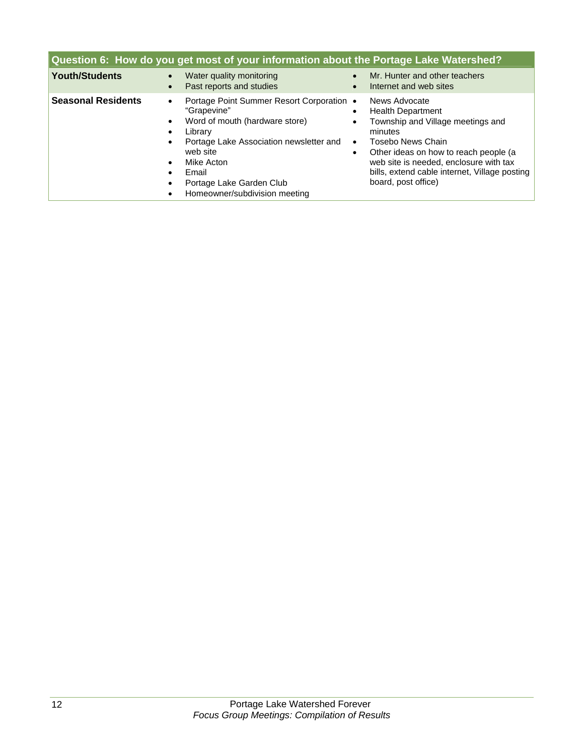| Question 6: How do you get most of your information about the Portage Lake Watershed? | | |
|---|---|---|
| **Youth/Students** | • Water quality monitoring<br>• Past reports and studies | • Mr. Hunter and other teachers<br>• Internet and web sites |
| **Seasonal Residents** | • Portage Point Summer Resort Corporation "Grapevine"<br>• Word of mouth (hardware store)<br>• Library<br>• Portage Lake Association newsletter and web site<br>• Mike Acton<br>• Email<br>• Portage Lake Garden Club<br>• Homeowner/subdivision meeting | • News Advocate<br>• Health Department<br>• Township and Village meetings and minutes<br>• Tosebo News Chain<br>• Other ideas on how to reach people (a web site is needed, enclosure with tax bills, extend cable internet, Village posting board, post office) |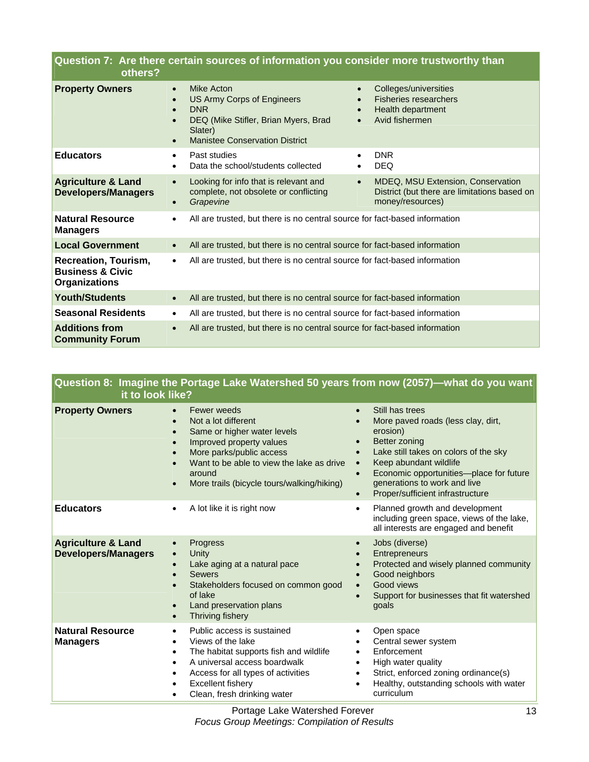| Question 7: Are there certain sources of information you consider more trustworthy than others? | | |
|---|---|---|
| **Property Owners** | • Mike Acton<br>• US Army Corps of Engineers<br>• DNR<br>• DEQ (Mike Stifler, Brian Myers, Brad Slater)<br>• Manistee Conservation District | • Colleges/universities<br>• Fisheries researchers<br>• Health department<br>• Avid fishermen |
| **Educators** | • Past studies<br>• Data the school/students collected | • DNR<br>• DEQ |
| **Agriculture & Land Developers/Managers** | • Looking for info that is relevant and complete, not obsolete or conflicting<br>• *Grapevine* | • MDEQ, MSU Extension, Conservation District (but there are limitations based on money/resources) |
| **Natural Resource Managers** | • All are trusted, but there is no central source for fact-based information | |
| **Local Government** | • All are trusted, but there is no central source for fact-based information | |
| **Recreation, Tourism, Business & Civic Organizations** | • All are trusted, but there is no central source for fact-based information | |
| **Youth/Students** | • All are trusted, but there is no central source for fact-based information | |
| **Seasonal Residents** | • All are trusted, but there is no central source for fact-based information | |
| **Additions from Community Forum** | • All are trusted, but there is no central source for fact-based information | |

| Question 8: Imagine the Portage Lake Watershed 50 years from now (2057)—what do you want it to look like? | | |
|---|---|---|
| **Property Owners** | • Fewer weeds<br>• Not a lot different<br>• Same or higher water levels<br>• Improved property values<br>• More parks/public access<br>• Want to be able to view the lake as drive around<br>• More trails (bicycle tours/walking/hiking) | • Still has trees<br>• More paved roads (less clay, dirt, erosion)<br>• Better zoning<br>• Lake still takes on colors of the sky<br>• Keep abundant wildlife<br>• Economic opportunities—place for future generations to work and live<br>• Proper/sufficient infrastructure |
| **Educators** | • A lot like it is right now | • Planned growth and development including green space, views of the lake, all interests are engaged and benefit |
| **Agriculture & Land Developers/Managers** | • Progress<br>• Unity<br>• Lake aging at a natural pace<br>• Sewers<br>• Stakeholders focused on common good of lake<br>• Land preservation plans<br>• Thriving fishery | • Jobs (diverse)<br>• Entrepreneurs<br>• Protected and wisely planned community<br>• Good neighbors<br>• Good views<br>• Support for businesses that fit watershed goals |
| **Natural Resource Managers** | • Public access is sustained<br>• Views of the lake<br>• The habitat supports fish and wildlife<br>• A universal access boardwalk<br>• Access for all types of activities<br>• Excellent fishery<br>• Clean, fresh drinking water | • Open space<br>• Central sewer system<br>• Enforcement<br>• High water quality<br>• Strict, enforced zoning ordinance(s)<br>• Healthy, outstanding schools with water curriculum |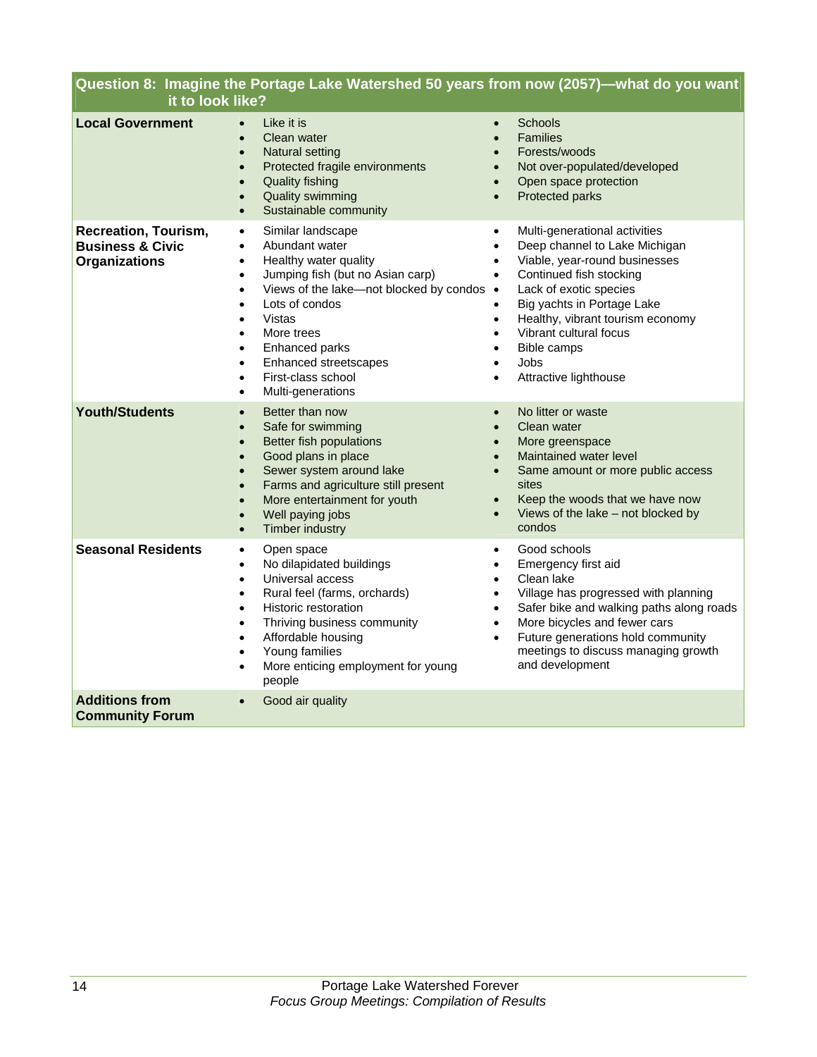| Question 8: Imagine the Portage Lake Watershed 50 years from now (2057)—what do you want it to look like? | | |
|---|---|---|
| **Local Government** | • Like it is<br>• Clean water<br>• Natural setting<br>• Protected fragile environments<br>• Quality fishing<br>• Quality swimming<br>• Sustainable community | • Schools<br>• Families<br>• Forests/woods<br>• Not over-populated/developed<br>• Open space protection<br>• Protected parks |
| **Recreation, Tourism, Business & Civic Organizations** | • Similar landscape<br>• Abundant water<br>• Healthy water quality<br>• Jumping fish (but no Asian carp)<br>• Views of the lake—not blocked by condos<br>• Lots of condos<br>• Vistas<br>• More trees<br>• Enhanced parks<br>• Enhanced streetscapes<br>• First-class school<br>• Multi-generations | • Multi-generational activities<br>• Deep channel to Lake Michigan<br>• Viable, year-round businesses<br>• Continued fish stocking<br>• Lack of exotic species<br>• Big yachts in Portage Lake<br>• Healthy, vibrant tourism economy<br>• Vibrant cultural focus<br>• Bible camps<br>• Jobs<br>• Attractive lighthouse |
| **Youth/Students** | • Better than now<br>• Safe for swimming<br>• Better fish populations<br>• Good plans in place<br>• Sewer system around lake<br>• Farms and agriculture still present<br>• More entertainment for youth<br>• Well paying jobs<br>• Timber industry | • No litter or waste<br>• Clean water<br>• More greenspace<br>• Maintained water level<br>• Same amount or more public access sites<br>• Keep the woods that we have now<br>• Views of the lake – not blocked by condos |
| **Seasonal Residents** | • Open space<br>• No dilapidated buildings<br>• Universal access<br>• Rural feel (farms, orchards)<br>• Historic restoration<br>• Thriving business community<br>• Affordable housing<br>• Young families<br>• More enticing employment for young people | • Good schools<br>• Emergency first aid<br>• Clean lake<br>• Village has progressed with planning<br>• Safer bike and walking paths along roads<br>• More bicycles and fewer cars<br>• Future generations hold community meetings to discuss managing growth and development |
| **Additions from Community Forum** | • Good air quality | |